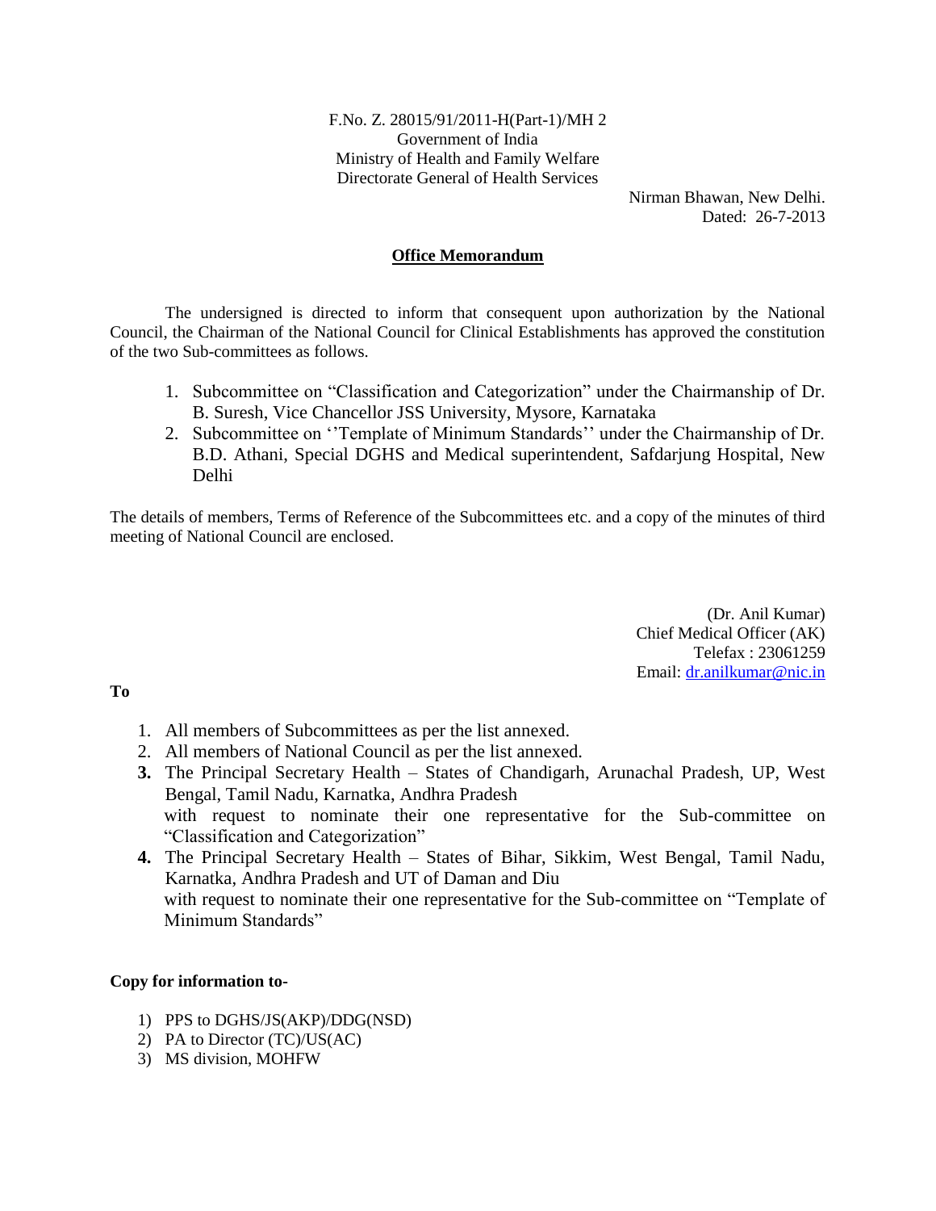F.No. Z. 28015/91/2011-H(Part-1)/MH 2
Government of India
Ministry of Health and Family Welfare
Directorate General of Health Services

Nirman Bhawan, New Delhi.
Dated: 26-7-2013

## Office Memorandum

The undersigned is directed to inform that consequent upon authorization by the National Council, the Chairman of the National Council for Clinical Establishments has approved the constitution of the two Sub-committees as follows.

1. Subcommittee on "Classification and Categorization" under the Chairmanship of Dr. B. Suresh, Vice Chancellor JSS University, Mysore, Karnataka
2. Subcommittee on ''Template of Minimum Standards'' under the Chairmanship of Dr. B.D. Athani, Special DGHS and Medical superintendent, Safdarjung Hospital, New Delhi

The details of members, Terms of Reference of the Subcommittees etc. and a copy of the minutes of third meeting of National Council are enclosed.

(Dr. Anil Kumar)
Chief Medical Officer (AK)
Telefax : 23061259
Email: dr.anilkumar@nic.in

**To**

1. All members of Subcommittees as per the list annexed.
2. All members of National Council as per the list annexed.
3. The Principal Secretary Health – States of Chandigarh, Arunachal Pradesh, UP, West Bengal, Tamil Nadu, Karnataka, Andhra Pradesh
   with request to nominate their one representative for the Sub-committee on "Classification and Categorization"
4. The Principal Secretary Health – States of Bihar, Sikkim, West Bengal, Tamil Nadu, Karnatka, Andhra Pradesh and UT of Daman and Diu
   with request to nominate their one representative for the Sub-committee on "Template of Minimum Standards"

**Copy for information to-**

1) PPS to DGHS/JS(AKP)/DDG(NSD)
2) PA to Director (TC)/US(AC)
3) MS division, MOHFW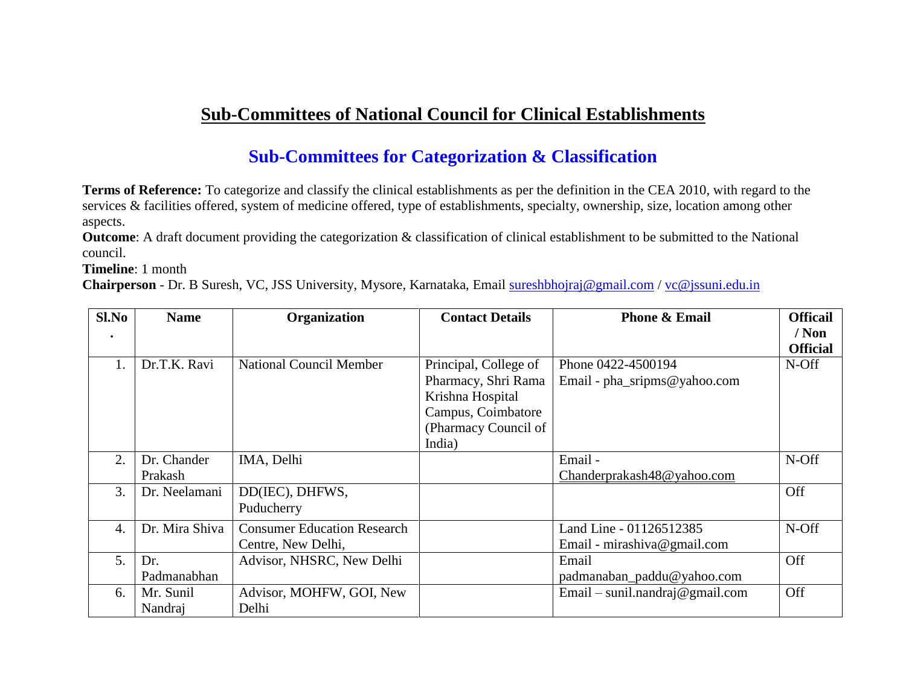# Sub-Committees of National Council for Clinical Establishments

## Sub-Committees for Categorization & Classification

**Terms of Reference:** To categorize and classify the clinical establishments as per the definition in the CEA 2010, with regard to the services & facilities offered, system of medicine offered, type of establishments, specialty, ownership, size, location among other aspects.

**Outcome**: A draft document providing the categorization & classification of clinical establishment to be submitted to the National council.

**Timeline**: 1 month

**Chairperson** - Dr. B Suresh, VC, JSS University, Mysore, Karnataka, Email sureshbhojraj@gmail.com / vc@jssuni.edu.in

| Sl.No. | Name | Organization | Contact Details | Phone & Email | Officail / Non Official |
|---|---|---|---|---|---|
| 1. | Dr.T.K. Ravi | National Council Member | Principal, College of Pharmacy, Shri Rama Krishna Hospital Campus, Coimbatore (Pharmacy Council of India) | Phone 0422-4500194 Email - pha_sripms@yahoo.com | N-Off |
| 2. | Dr. Chander Prakash | IMA, Delhi | | Email - Chanderprakash48@yahoo.com | N-Off |
| 3. | Dr. Neelamani | DD(IEC), DHFWS, Puducherry | | | Off |
| 4. | Dr. Mira Shiva | Consumer Education Research Centre, New Delhi, | | Land Line - 01126512385 Email - mirashiva@gmail.com | N-Off |
| 5. | Dr. Padmanabhan | Advisor, NHSRC, New Delhi | | Email padmanaban_paddu@yahoo.com | Off |
| 6. | Mr. Sunil Nandraj | Advisor, MOHFW, GOI, New Delhi | | Email – sunil.nandraj@gmail.com | Off |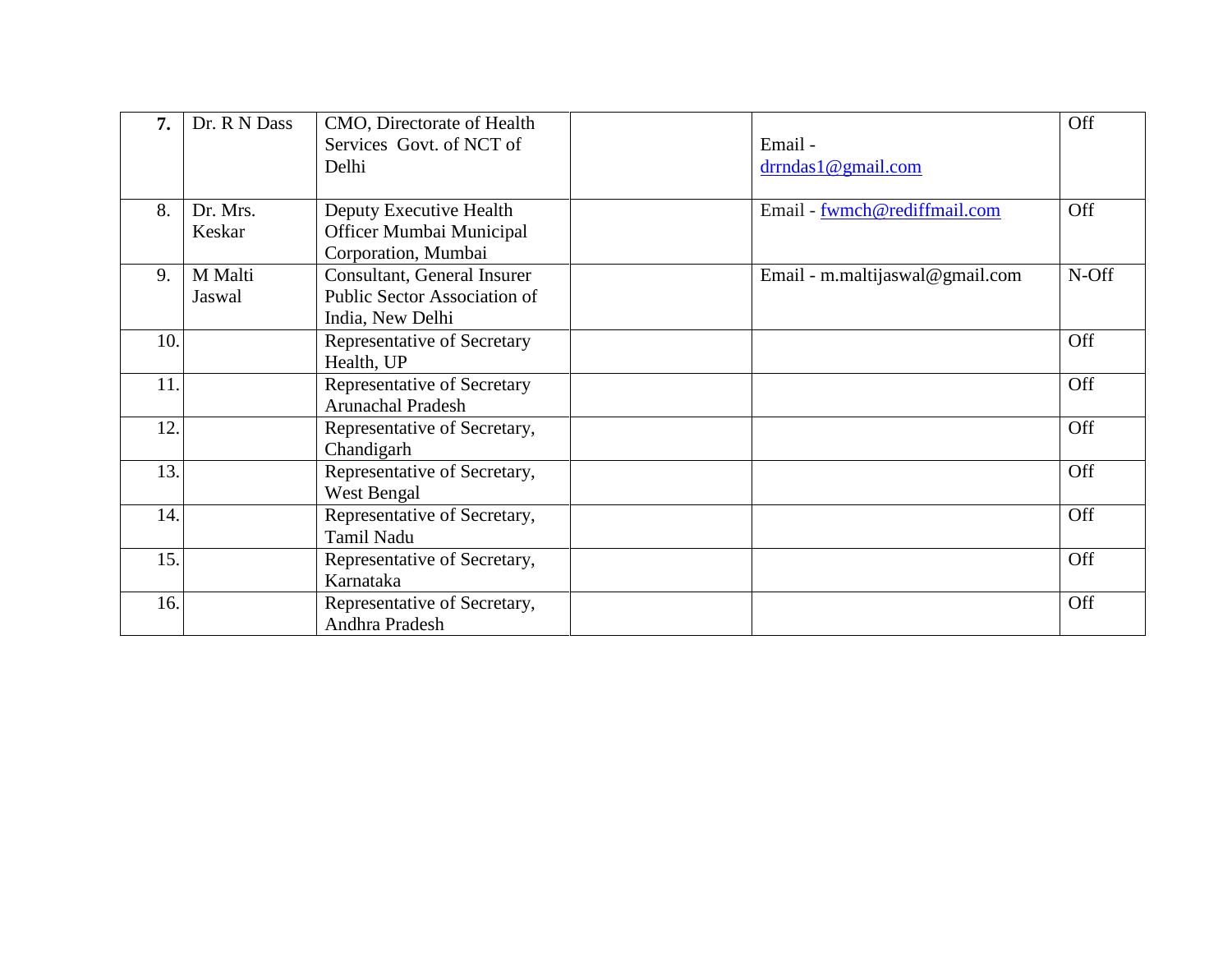| | | | | | |
|---|---|---|---|---|---|
| **7.** | Dr. R N Dass | CMO, Directorate of Health Services Govt. of NCT of Delhi | | Email - drrndas1@gmail.com | Off |
| 8. | Dr. Mrs. Keskar | Deputy Executive Health Officer Mumbai Municipal Corporation, Mumbai | | Email - fwmch@rediffmail.com | Off |
| 9. | M Malti Jaswal | Consultant, General Insurer Public Sector Association of India, New Delhi | | Email - m.maltijaswal@gmail.com | N-Off |
| 10. | | Representative of Secretary Health, UP | | | Off |
| 11. | | Representative of Secretary Arunachal Pradesh | | | Off |
| 12. | | Representative of Secretary, Chandigarh | | | Off |
| 13. | | Representative of Secretary, West Bengal | | | Off |
| 14. | | Representative of Secretary, Tamil Nadu | | | Off |
| 15. | | Representative of Secretary, Karnataka | | | Off |
| 16. | | Representative of Secretary, Andhra Pradesh | | | Off |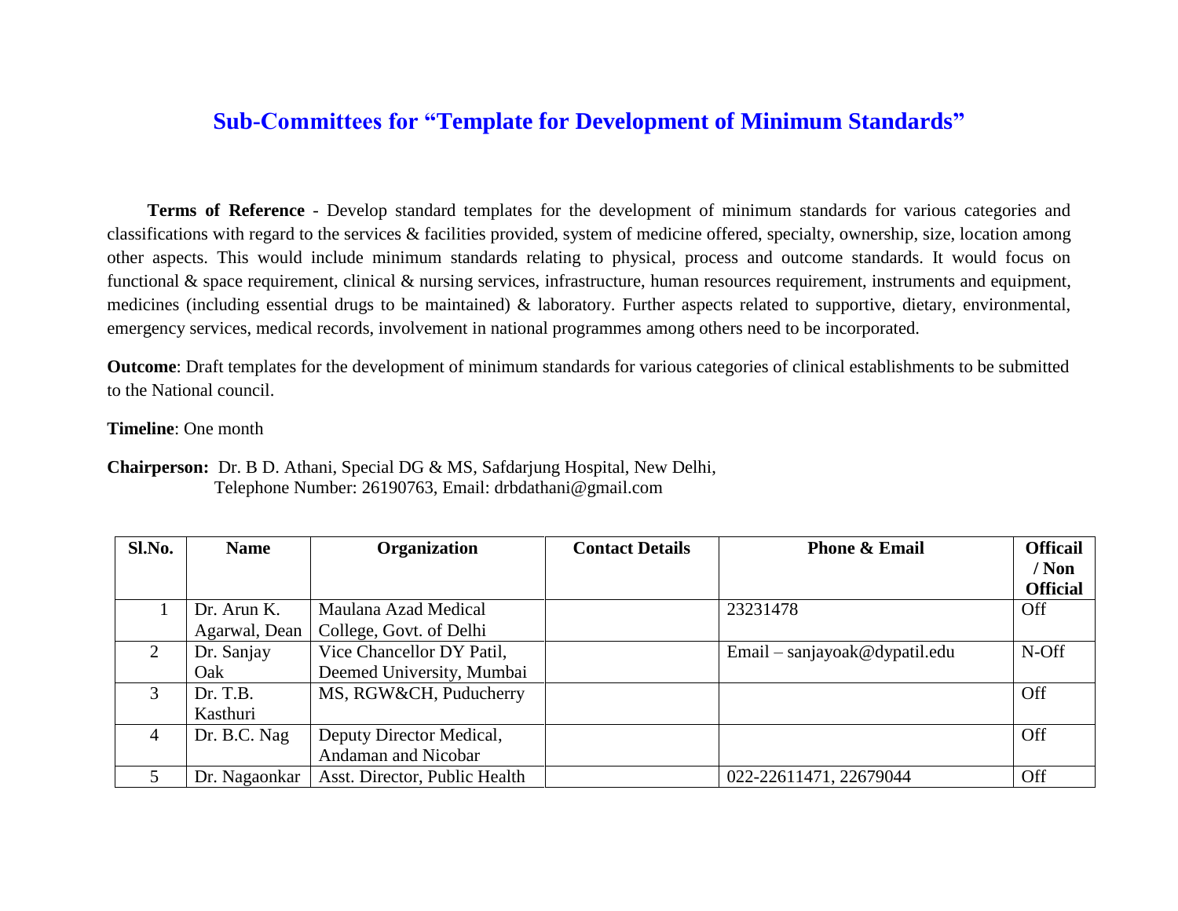## Sub-Committees for "Template for Development of Minimum Standards"

**Terms of Reference** - Develop standard templates for the development of minimum standards for various categories and classifications with regard to the services & facilities provided, system of medicine offered, specialty, ownership, size, location among other aspects. This would include minimum standards relating to physical, process and outcome standards. It would focus on functional & space requirement, clinical & nursing services, infrastructure, human resources requirement, instruments and equipment, medicines (including essential drugs to be maintained) & laboratory. Further aspects related to supportive, dietary, environmental, emergency services, medical records, involvement in national programmes among others need to be incorporated.

**Outcome**: Draft templates for the development of minimum standards for various categories of clinical establishments to be submitted to the National council.

**Timeline**: One month

**Chairperson:** Dr. B D. Athani, Special DG & MS, Safdarjung Hospital, New Delhi,
Telephone Number: 26190763, Email: drbdathani@gmail.com

| Sl.No. | Name | Organization | Contact Details | Phone & Email | Officail / Non Official |
|---|---|---|---|---|---|
| 1 | Dr. Arun K. Agarwal, Dean | Maulana Azad Medical College, Govt. of Delhi | | 23231478 | Off |
| 2 | Dr. Sanjay Oak | Vice Chancellor DY Patil, Deemed University, Mumbai | | Email – sanjayoak@dypatil.edu | N-Off |
| 3 | Dr. T.B. Kasthuri | MS, RGW&CH, Puducherry | | | Off |
| 4 | Dr. B.C. Nag | Deputy Director Medical, Andaman and Nicobar | | | Off |
| 5 | Dr. Nagaonkar | Asst. Director, Public Health | | 022-22611471, 22679044 | Off |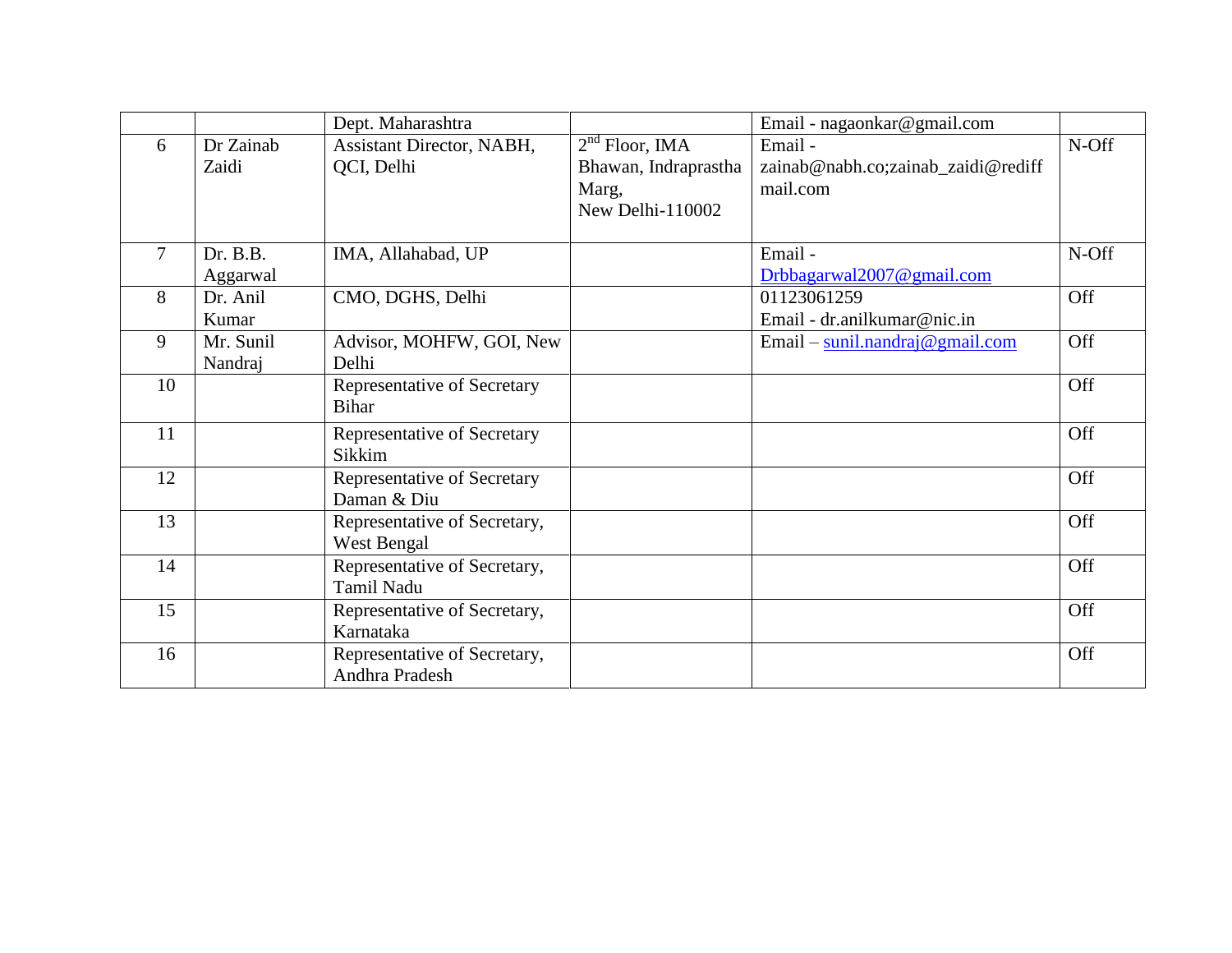| | | | | | |
|---|---|---|---|---|---|
| | | Dept. Maharashtra | | Email - nagaonkar@gmail.com | |
| 6 | Dr Zainab Zaidi | Assistant Director, NABH, QCI, Delhi | 2nd Floor, IMA Bhawan, Indraprastha Marg, New Delhi-110002 | Email - zainab@nabh.co;zainab_zaidi@rediffmail.com | N-Off |
| 7 | Dr. B.B. Aggarwal | IMA, Allahabad, UP | | Email - Drbbagarwal2007@gmail.com | N-Off |
| 8 | Dr. Anil Kumar | CMO, DGHS, Delhi | | 01123061259 Email - dr.anilkumar@nic.in | Off |
| 9 | Mr. Sunil Nandraj | Advisor, MOHFW, GOI, New Delhi | | Email – sunil.nandraj@gmail.com | Off |
| 10 | | Representative of Secretary Bihar | | | Off |
| 11 | | Representative of Secretary Sikkim | | | Off |
| 12 | | Representative of Secretary Daman & Diu | | | Off |
| 13 | | Representative of Secretary, West Bengal | | | Off |
| 14 | | Representative of Secretary, Tamil Nadu | | | Off |
| 15 | | Representative of Secretary, Karnataka | | | Off |
| 16 | | Representative of Secretary, Andhra Pradesh | | | Off |